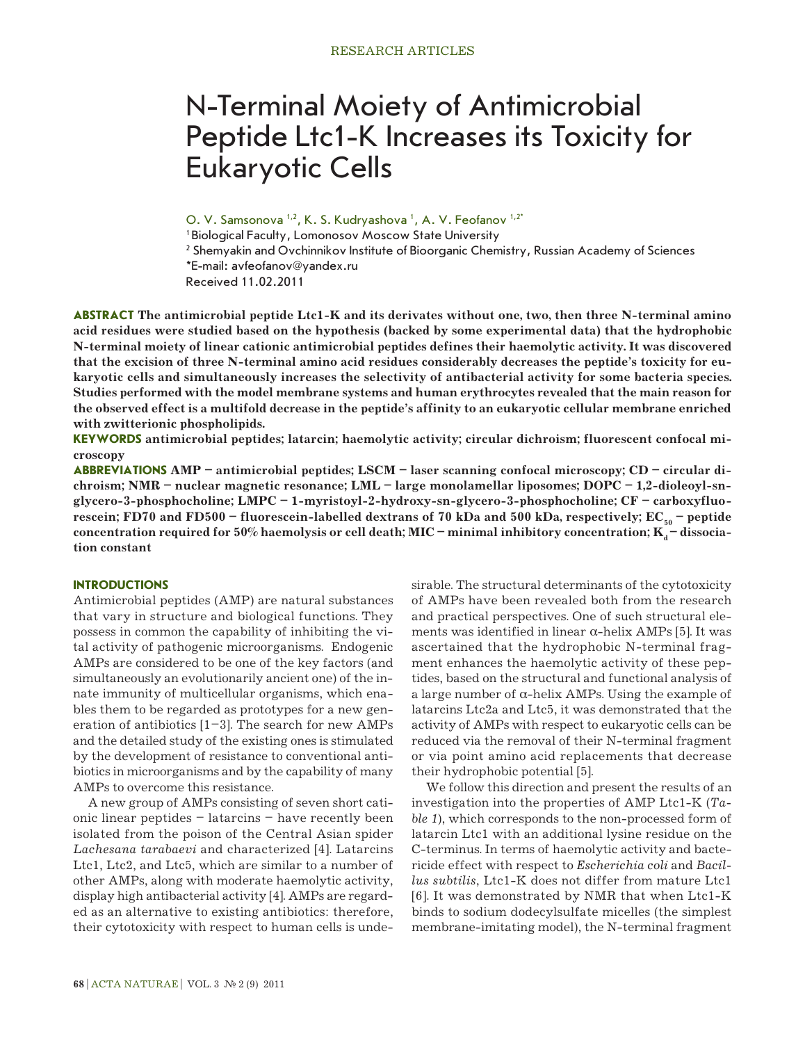# N-Terminal Moiety of Antimicrobial Peptide Ltc1-K Increases its Toxicity for Eukaryotic Cells

O. V. Samsonova [1,2], K. S. Kudryashova [1], A. V. Feofanov [1,2*]

[1] Biological Faculty, Lomonosov Moscow State University

[2] Shemyakin and Ovchinnikov Institute of Bioorganic Chemistry, Russian Academy of Sciences

*E-mail: avfeofanov@yandex.ru

Received 11.02.2011

**ABSTRACT The antimicrobial peptide Ltc1-K and its derivates without one, two, then three N-terminal amino acid residues were studied based on the hypothesis (backed by some experimental data) that the hydrophobic N-terminal moiety of linear cationic antimicrobial peptides defines their haemolytic activity. It was discovered that the excision of three N-terminal amino acid residues considerably decreases the peptide's toxicity for eukaryotic cells and simultaneously increases the selectivity of antibacterial activity for some bacteria species. Studies performed with the model membrane systems and human erythrocytes revealed that the main reason for the observed effect is a multifold decrease in the peptide's affinity to an eukaryotic cellular membrane enriched with zwitterionic phospholipids.**

**KEYWORDS antimicrobial peptides; latarcin; haemolytic activity; circular dichroism; fluorescent confocal microscopy**

**ABBREVIATIONS AMP – antimicrobial peptides; LSCM – laser scanning confocal microscopy; CD – circular dichroism; NMR – nuclear magnetic resonance; LML – large monolamellar liposomes; DOPC – 1,2-dioleoyl-sn-glycero-3-phosphocholine; LMPC – 1-myristoyl-2-hydroxy-sn-glycero-3-phosphocholine; CF – carboxyfluorescein; FD70 and FD500 – fluorescein-labelled dextrans of 70 kDa and 500 kDa, respectively; $EC_{50}$ – peptide concentration required for 50% haemolysis or cell death; MIC – minimal inhibitory concentration; $K_d$ – dissociation constant**

## INTRODUCTIONS

Antimicrobial peptides (AMP) are natural substances that vary in structure and biological functions. They possess in common the capability of inhibiting the vital activity of pathogenic microorganisms. Endogenic AMPs are considered to be one of the key factors (and simultaneously an evolutionarily ancient one) of the innate immunity of multicellular organisms, which enables them to be regarded as prototypes for a new generation of antibiotics [1–3]. The search for new AMPs and the detailed study of the existing ones is stimulated by the development of resistance to conventional antibiotics in microorganisms and by the capability of many AMPs to overcome this resistance.

A new group of AMPs consisting of seven short cationic linear peptides – latarcins – have recently been isolated from the poison of the Central Asian spider *Lachesana tarabaevi* and characterized [4]. Latarcins Ltc1, Ltc2, and Ltc5, which are similar to a number of other AMPs, along with moderate haemolytic activity, display high antibacterial activity [4]. AMPs are regarded as an alternative to existing antibiotics: therefore, their cytotoxicity with respect to human cells is undesirable. The structural determinants of the cytotoxicity of AMPs have been revealed both from the research and practical perspectives. One of such structural elements was identified in linear α-helix AMPs [5]. It was ascertained that the hydrophobic N-terminal fragment enhances the haemolytic activity of these peptides, based on the structural and functional analysis of a large number of α-helix AMPs. Using the example of latarcins Ltc2a and Ltc5, it was demonstrated that the activity of AMPs with respect to eukaryotic cells can be reduced via the removal of their N-terminal fragment or via point amino acid replacements that decrease their hydrophobic potential [5].

We follow this direction and present the results of an investigation into the properties of AMP Ltc1-K (*Table 1*), which corresponds to the non-processed form of latarcin Ltc1 with an additional lysine residue on the C-terminus. In terms of haemolytic activity and bactericide effect with respect to *Escherichia coli* and *Bacillus subtilis*, Ltc1-K does not differ from mature Ltc1 [6]. It was demonstrated by NMR that when Ltc1-K binds to sodium dodecylsulfate micelles (the simplest membrane-imitating model), the N-terminal fragment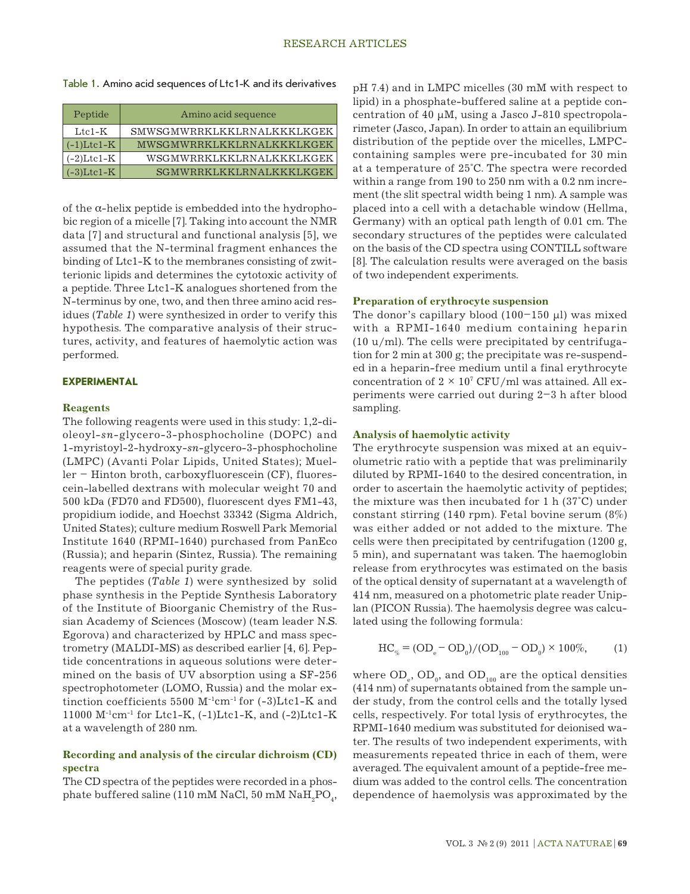Table 1. Amino acid sequences of Ltc1-K and its derivatives

| Peptide | Amino acid sequence |
|---|---|
| Ltc1-K | SMWSGMWRRKLKKLRNALKKKLKGEK |
| (-1)Ltc1-K | MWSGMWRRKLKKLRNALKKKLKGEK |
| (-2)Ltc1-K | WSGMWRRKLKKLRNALKKKLKGEK |
| (-3)Ltc1-K | SGMWRRKLKKLRNALKKKLKGEK |

of the α-helix peptide is embedded into the hydrophobic region of a micelle [7]. Taking into account the NMR data [7] and structural and functional analysis [5], we assumed that the N-terminal fragment enhances the binding of Ltc1-K to the membranes consisting of zwitterionic lipids and determines the cytotoxic activity of a peptide. Three Ltc1-K analogues shortened from the N-terminus by one, two, and then three amino acid residues (*Table 1*) were synthesized in order to verify this hypothesis. The comparative analysis of their structures, activity, and features of haemolytic action was performed.

## EXPERIMENTAL

### Reagents

The following reagents were used in this study: 1,2-dioleoyl-*sn*-glycero-3-phosphocholine (DOPC) and 1-myristoyl-2-hydroxy-*sn*-glycero-3-phosphocholine (LMPC) (Avanti Polar Lipids, United States); Mueller – Hinton broth, carboxyfluorescein (CF), fluorescein-labelled dextrans with molecular weight 70 and 500 kDa (FD70 and FD500), fluorescent dyes FM1-43, propidium iodide, and Hoechst 33342 (Sigma Aldrich, United States); culture medium Roswell Park Memorial Institute 1640 (RPMI-1640) purchased from PanEco (Russia); and heparin (Sintez, Russia). The remaining reagents were of special purity grade.

The peptides (*Table 1*) were synthesized by solid phase synthesis in the Peptide Synthesis Laboratory of the Institute of Bioorganic Chemistry of the Russian Academy of Sciences (Moscow) (team leader N.S. Egorova) and characterized by HPLC and mass spectrometry (MALDI-MS) as described earlier [4, 6]. Peptide concentrations in aqueous solutions were determined on the basis of UV absorption using a SF-256 spectrophotometer (LOMO, Russia) and the molar extinction coefficients 5500 $M^{-1}cm^{-1}$ for (-3)Ltc1-K and 11000 $M^{-1}cm^{-1}$ for Ltc1-K, (-1)Ltc1-K, and (-2)Ltc1-K at a wavelength of 280 nm.

### Recording and analysis of the circular dichroism (CD) spectra

The CD spectra of the peptides were recorded in a phosphate buffered saline (110 mM NaCl, 50 mM $NaH_2PO_4$, pH 7.4) and in LMPC micelles (30 mM with respect to lipid) in a phosphate-buffered saline at a peptide concentration of 40 μM, using a Jasco J-810 spectropolarimeter (Jasco, Japan). In order to attain an equilibrium distribution of the peptide over the micelles, LMPC-containing samples were pre-incubated for 30 min at a temperature of 25°C. The spectra were recorded within a range from 190 to 250 nm with a 0.2 nm increment (the slit spectral width being 1 nm). A sample was placed into a cell with a detachable window (Hellma, Germany) with an optical path length of 0.01 cm. The secondary structures of the peptides were calculated on the basis of the CD spectra using CONTILL software [8]. The calculation results were averaged on the basis of two independent experiments.

### Preparation of erythrocyte suspension

The donor's capillary blood (100–150 μl) was mixed with a RPMI-1640 medium containing heparin (10 u/ml). The cells were precipitated by centrifugation for 2 min at 300 g; the precipitate was re-suspended in a heparin-free medium until a final erythrocyte concentration of $2 \times 10^7$ CFU/ml was attained. All experiments were carried out during 2–3 h after blood sampling.

### Analysis of haemolytic activity

The erythrocyte suspension was mixed at an equivolumetric ratio with a peptide that was preliminarily diluted by RPMI-1640 to the desired concentration, in order to ascertain the haemolytic activity of peptides; the mixture was then incubated for 1 h (37°C) under constant stirring (140 rpm). Fetal bovine serum (8%) was either added or not added to the mixture. The cells were then precipitated by centrifugation (1200 g, 5 min), and supernatant was taken. The haemoglobin release from erythrocytes was estimated on the basis of the optical density of supernatant at a wavelength of 414 nm, measured on a photometric plate reader Uniplan (PICON Russia). The haemolysis degree was calculated using the following formula:

$$HC_{\%} = (OD_e - OD_0)/(OD_{100} - OD_0) \times 100\%, \qquad (1)$$

where $OD_e$, $OD_0$, and $OD_{100}$ are the optical densities (414 nm) of supernatants obtained from the sample under study, from the control cells and the totally lysed cells, respectively. For total lysis of erythrocytes, the RPMI-1640 medium was substituted for deionised water. The results of two independent experiments, with measurements repeated thrice in each of them, were averaged. The equivalent amount of a peptide-free medium was added to the control cells. The concentration dependence of haemolysis was approximated by the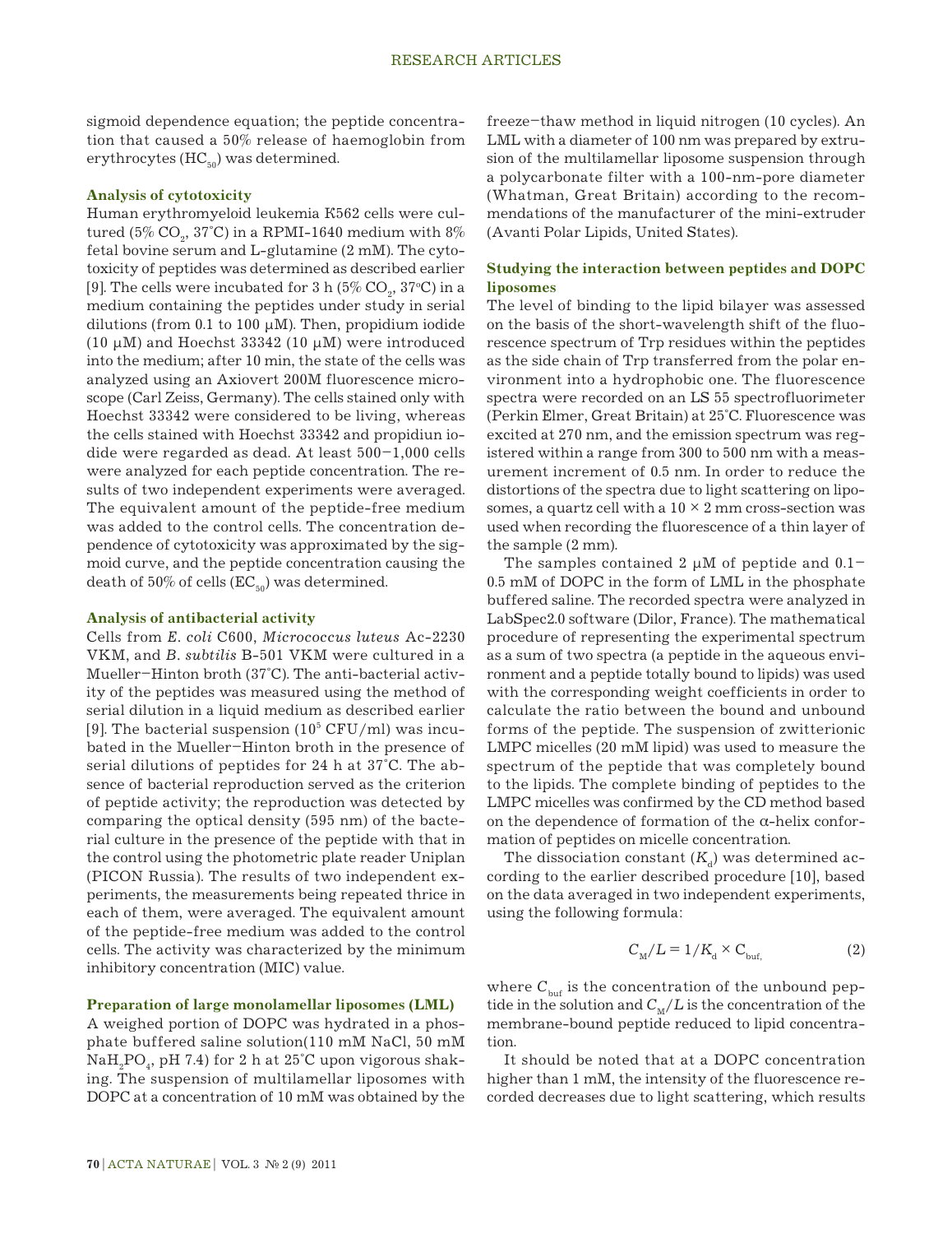sigmoid dependence equation; the peptide concentration that caused a 50% release of haemoglobin from erythrocytes ($HC_{50}$) was determined.

### Analysis of cytotoxicity

Human erythromyeloid leukemia K562 cells were cultured (5% $CO_2$, 37˚C) in a RPMI-1640 medium with 8% fetal bovine serum and L-glutamine (2 mM). The cytotoxicity of peptides was determined as described earlier [9]. The cells were incubated for 3 h (5% $CO_2$, 37°C) in a medium containing the peptides under study in serial dilutions (from 0.1 to 100 μM). Then, propidium iodide (10 μM) and Hoechst 33342 (10 μM) were introduced into the medium; after 10 min, the state of the cells was analyzed using an Axiovert 200M fluorescence microscope (Carl Zeiss, Germany). The cells stained only with Hoechst 33342 were considered to be living, whereas the cells stained with Hoechst 33342 and propidiun iodide were regarded as dead. At least 500–1,000 cells were analyzed for each peptide concentration. The results of two independent experiments were averaged. The equivalent amount of the peptide-free medium was added to the control cells. The concentration dependence of cytotoxicity was approximated by the sigmoid curve, and the peptide concentration causing the death of 50% of cells ($EC_{50}$) was determined.

### Analysis of antibacterial activity

Cells from *E. coli* C600, *Micrococcus luteus* Ac-2230 VKM, and *B. subtilis* B-501 VKM were cultured in a Mueller–Hinton broth (37˚C). The anti-bacterial activity of the peptides was measured using the method of serial dilution in a liquid medium as described earlier [9]. The bacterial suspension ($10^5$ CFU/ml) was incubated in the Mueller–Hinton broth in the presence of serial dilutions of peptides for 24 h at 37˚C. The absence of bacterial reproduction served as the criterion of peptide activity; the reproduction was detected by comparing the optical density (595 nm) of the bacterial culture in the presence of the peptide with that in the control using the photometric plate reader Uniplan (PICON Russia). The results of two independent experiments, the measurements being repeated thrice in each of them, were averaged. The equivalent amount of the peptide-free medium was added to the control cells. The activity was characterized by the minimum inhibitory concentration (MIC) value.

### Preparation of large monolamellar liposomes (LML)

A weighed portion of DOPC was hydrated in a phosphate buffered saline solution(110 mM NaCl, 50 mM $NaH_2PO_4$, pH 7.4) for 2 h at 25˚C upon vigorous shaking. The suspension of multilamellar liposomes with DOPC at a concentration of 10 mM was obtained by the freeze–thaw method in liquid nitrogen (10 cycles). An LML with a diameter of 100 nm was prepared by extrusion of the multilamellar liposome suspension through a polycarbonate filter with a 100-nm-pore diameter (Whatman, Great Britain) according to the recommendations of the manufacturer of the mini-extruder (Avanti Polar Lipids, United States).

### Studying the interaction between peptides and DOPC liposomes

The level of binding to the lipid bilayer was assessed on the basis of the short-wavelength shift of the fluorescence spectrum of Trp residues within the peptides as the side chain of Trp transferred from the polar environment into a hydrophobic one. The fluorescence spectra were recorded on an LS 55 spectrofluorimeter (Perkin Elmer, Great Britain) at 25˚C. Fluorescence was excited at 270 nm, and the emission spectrum was registered within a range from 300 to 500 nm with a measurement increment of 0.5 nm. In order to reduce the distortions of the spectra due to light scattering on liposomes, a quartz cell with a 10 × 2 mm cross-section was used when recording the fluorescence of a thin layer of the sample (2 mm).

The samples contained 2 μM of peptide and 0.1–0.5 mM of DOPC in the form of LML in the phosphate buffered saline. The recorded spectra were analyzed in LabSpec2.0 software (Dilor, France). The mathematical procedure of representing the experimental spectrum as a sum of two spectra (a peptide in the aqueous environment and a peptide totally bound to lipids) was used with the corresponding weight coefficients in order to calculate the ratio between the bound and unbound forms of the peptide. The suspension of zwitterionic LMPC micelles (20 mM lipid) was used to measure the spectrum of the peptide that was completely bound to the lipids. The complete binding of peptides to the LMPC micelles was confirmed by the CD method based on the dependence of formation of the α-helix conformation of peptides on micelle concentration.

The dissociation constant ($K_d$) was determined according to the earlier described procedure [10], based on the data averaged in two independent experiments, using the following formula:

$$C_M/L = 1/K_d \times C_{buf,} \qquad (2)$$

where $C_{buf}$ is the concentration of the unbound peptide in the solution and $C_M/L$ is the concentration of the membrane-bound peptide reduced to lipid concentration.

It should be noted that at a DOPC concentration higher than 1 mM, the intensity of the fluorescence recorded decreases due to light scattering, which results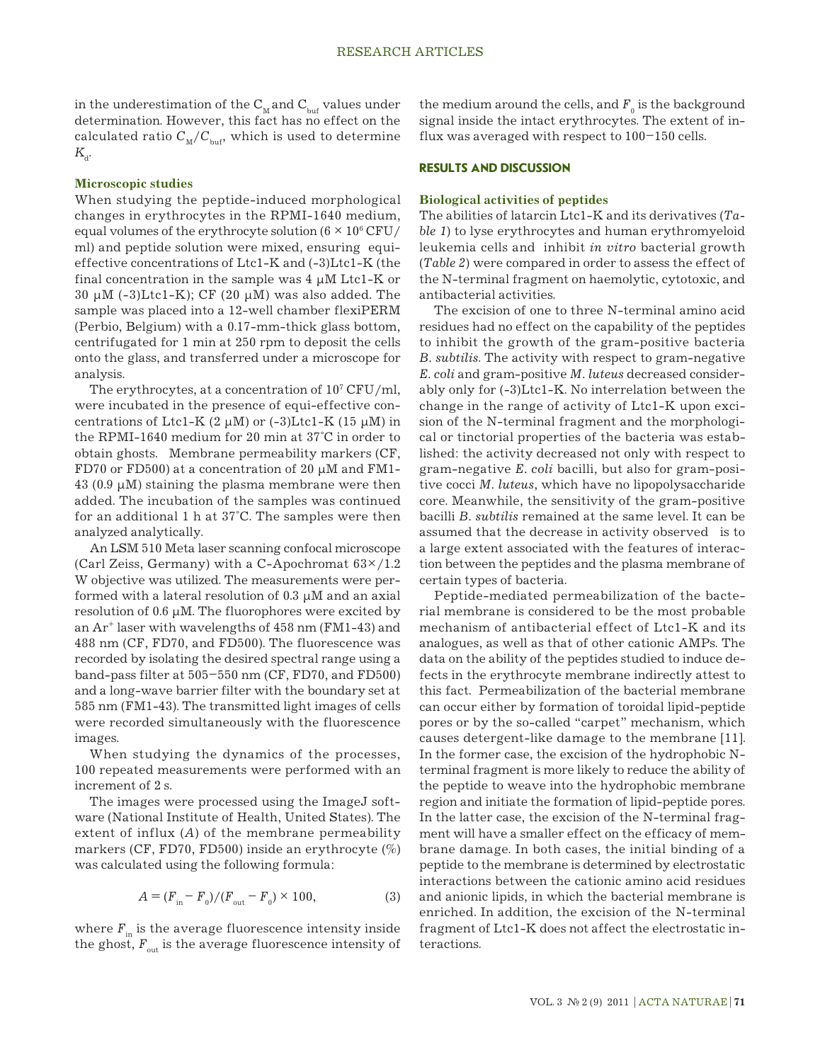in the underestimation of the $C_M$ and $C_{buf}$ values under determination. However, this fact has no effect on the calculated ratio $C_M/C_{buf}$, which is used to determine $K_d$.

### Microscopic studies

When studying the peptide-induced morphological changes in erythrocytes in the RPMI-1640 medium, equal volumes of the erythrocyte solution ($6 \times 10^6$ CFU/ml) and peptide solution were mixed, ensuring equi-effective concentrations of Ltc1-K and (-3)Ltc1-K (the final concentration in the sample was 4 μM Ltc1-K or 30 μM (-3)Ltc1-K); CF (20 μM) was also added. The sample was placed into a 12-well chamber flexiPERM (Perbio, Belgium) with a 0.17-mm-thick glass bottom, centrifugated for 1 min at 250 rpm to deposit the cells onto the glass, and transferred under a microscope for analysis.

The erythrocytes, at a concentration of $10^7$ CFU/ml, were incubated in the presence of equi-effective concentrations of Ltc1-K (2 μM) or (-3)Ltc1-K (15 μM) in the RPMI-1640 medium for 20 min at 37˚C in order to obtain ghosts. Membrane permeability markers (CF, FD70 or FD500) at a concentration of 20 μM and FM1-43 (0.9 μM) staining the plasma membrane were then added. The incubation of the samples was continued for an additional 1 h at 37˚C. The samples were then analyzed analytically.

An LSM 510 Meta laser scanning confocal microscope (Carl Zeiss, Germany) with a C-Apochromat 63×/1.2 W objective was utilized. The measurements were performed with a lateral resolution of 0.3 μM and an axial resolution of 0.6 μM. The fluorophores were excited by an $Ar^+$ laser with wavelengths of 458 nm (FM1-43) and 488 nm (CF, FD70, and FD500). The fluorescence was recorded by isolating the desired spectral range using a band-pass filter at 505–550 nm (CF, FD70, and FD500) and a long-wave barrier filter with the boundary set at 585 nm (FM1-43). The transmitted light images of cells were recorded simultaneously with the fluorescence images.

When studying the dynamics of the processes, 100 repeated measurements were performed with an increment of 2 s.

The images were processed using the ImageJ software (National Institute of Health, United States). The extent of influx ($A$) of the membrane permeability markers (CF, FD70, FD500) inside an erythrocyte (%) was calculated using the following formula:

$$A = (F_{in} - F_0)/(F_{out} - F_0) \times 100, \qquad (3)$$

where $F_{in}$ is the average fluorescence intensity inside the ghost, $F_{out}$ is the average fluorescence intensity of the medium around the cells, and $F_0$ is the background signal inside the intact erythrocytes. The extent of influx was averaged with respect to 100–150 cells.

## RESULTS AND DISCUSSION

### Biological activities of peptides

The abilities of latarcin Ltc1-K and its derivatives (*Table 1*) to lyse erythrocytes and human erythromyeloid leukemia cells and inhibit *in vitro* bacterial growth (*Table 2*) were compared in order to assess the effect of the N-terminal fragment on haemolytic, cytotoxic, and antibacterial activities.

The excision of one to three N-terminal amino acid residues had no effect on the capability of the peptides to inhibit the growth of the gram-positive bacteria *B. subtilis*. The activity with respect to gram-negative *E. coli* and gram-positive *M. luteus* decreased considerably only for (-3)Ltc1-K. No interrelation between the change in the range of activity of Ltc1-K upon excision of the N-terminal fragment and the morphological or tinctorial properties of the bacteria was established: the activity decreased not only with respect to gram-negative *E. coli* bacilli, but also for gram-positive cocci *M. luteus*, which have no lipopolysaccharide core. Meanwhile, the sensitivity of the gram-positive bacilli *B. subtilis* remained at the same level. It can be assumed that the decrease in activity observed is to a large extent associated with the features of interaction between the peptides and the plasma membrane of certain types of bacteria.

Peptide-mediated permeabilization of the bacterial membrane is considered to be the most probable mechanism of antibacterial effect of Ltc1-K and its analogues, as well as that of other cationic AMPs. The data on the ability of the peptides studied to induce defects in the erythrocyte membrane indirectly attest to this fact. Permeabilization of the bacterial membrane can occur either by formation of toroidal lipid-peptide pores or by the so-called "carpet" mechanism, which causes detergent-like damage to the membrane [11]. In the former case, the excision of the hydrophobic N-terminal fragment is more likely to reduce the ability of the peptide to weave into the hydrophobic membrane region and initiate the formation of lipid-peptide pores. In the latter case, the excision of the N-terminal fragment will have a smaller effect on the efficacy of membrane damage. In both cases, the initial binding of a peptide to the membrane is determined by electrostatic interactions between the cationic amino acid residues and anionic lipids, in which the bacterial membrane is enriched. In addition, the excision of the N-terminal fragment of Ltc1-K does not affect the electrostatic interactions.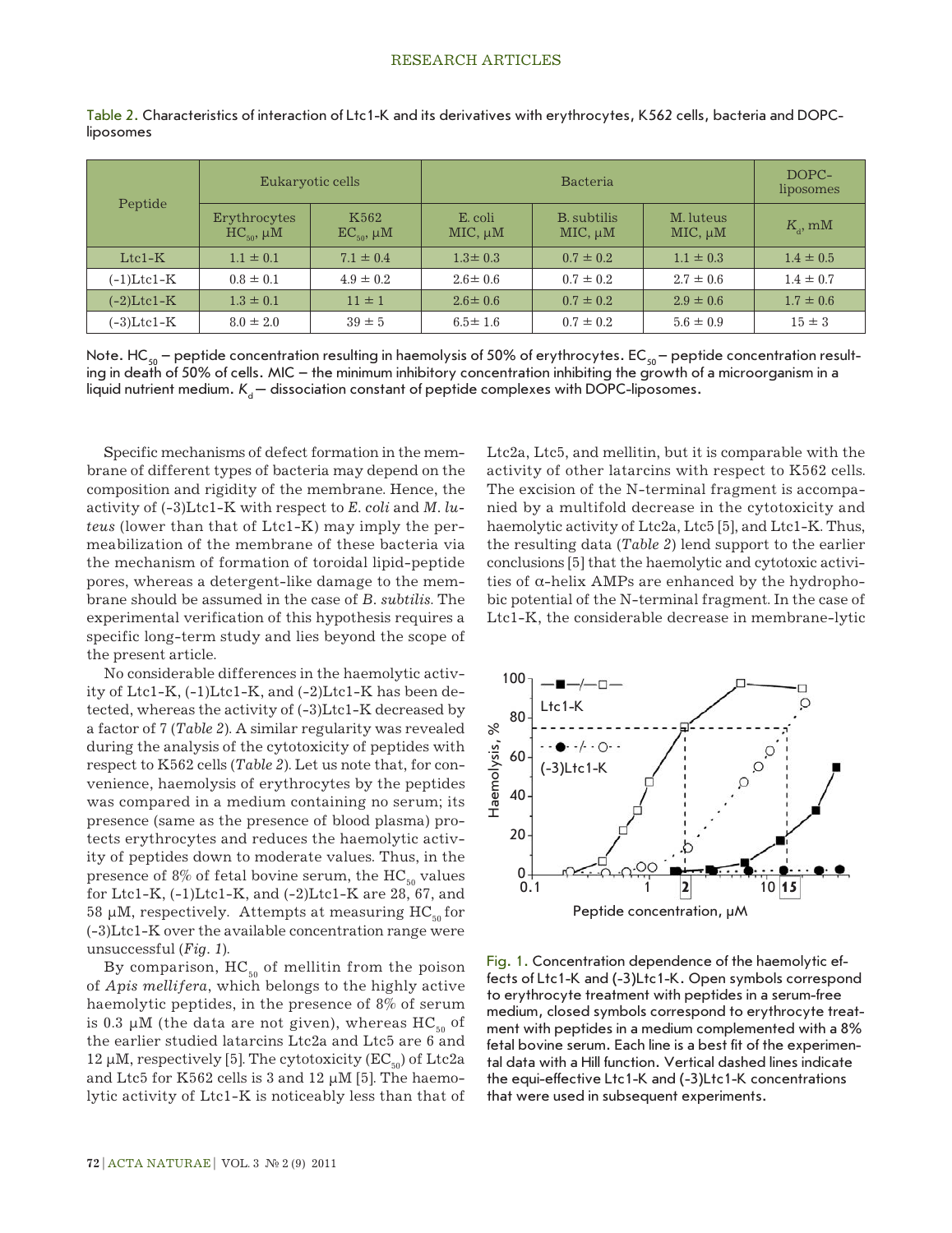Table 2. Characteristics of interaction of Ltc1-K and its derivatives with erythrocytes, K562 cells, bacteria and DOPC-liposomes

| Peptide | Eukaryotic cells | | Bacteria | | | DOPC-liposomes |
|---|---|---|---|---|---|---|
| | Erythrocytes $HC_{50}$, μM | K562 $EC_{50}$, μM | E. coli MIC, μM | B. subtilis MIC, μM | M. luteus MIC, μM | $K_d$, mM |
| Ltc1-K | 1.1 ± 0.1 | 7.1 ± 0.4 | 1.3± 0.3 | 0.7 ± 0.2 | 1.1 ± 0.3 | 1.4 ± 0.5 |
| (-1)Ltc1-K | 0.8 ± 0.1 | 4.9 ± 0.2 | 2.6± 0.6 | 0.7 ± 0.2 | 2.7 ± 0.6 | 1.4 ± 0.7 |
| (-2)Ltc1-K | 1.3 ± 0.1 | 11 ± 1 | 2.6± 0.6 | 0.7 ± 0.2 | 2.9 ± 0.6 | 1.7 ± 0.6 |
| (-3)Ltc1-K | 8.0 ± 2.0 | 39 ± 5 | 6.5± 1.6 | 0.7 ± 0.2 | 5.6 ± 0.9 | 15 ± 3 |

Note. $HC_{50}$ – peptide concentration resulting in haemolysis of 50% of erythrocytes. $EC_{50}$ – peptide concentration resulting in death of 50% of cells. MIC – the minimum inhibitory concentration inhibiting the growth of a microorganism in a liquid nutrient medium. $K_d$ – dissociation constant of peptide complexes with DOPC-liposomes.

Specific mechanisms of defect formation in the membrane of different types of bacteria may depend on the composition and rigidity of the membrane. Hence, the activity of (-3)Ltc1-K with respect to *E. coli* and *M. luteus* (lower than that of Ltc1-K) may imply the permeabilization of the membrane of these bacteria via the mechanism of formation of toroidal lipid-peptide pores, whereas a detergent-like damage to the membrane should be assumed in the case of *B. subtilis*. The experimental verification of this hypothesis requires a specific long-term study and lies beyond the scope of the present article.

No considerable differences in the haemolytic activity of Ltc1-K, (-1)Ltc1-K, and (-2)Ltc1-K has been detected, whereas the activity of (-3)Ltc1-K decreased by a factor of 7 (*Table 2*). A similar regularity was revealed during the analysis of the cytotoxicity of peptides with respect to K562 cells (*Table 2*). Let us note that, for convenience, haemolysis of erythrocytes by the peptides was compared in a medium containing no serum; its presence (same as the presence of blood plasma) protects erythrocytes and reduces the haemolytic activity of peptides down to moderate values. Thus, in the presence of 8% of fetal bovine serum, the $HC_{50}$ values for Ltc1-K, (-1)Ltc1-K, and (-2)Ltc1-K are 28, 67, and 58 μM, respectively. Attempts at measuring $HC_{50}$ for (-3)Ltc1-K over the available concentration range were unsuccessful (*Fig. 1*).

By comparison, $HC_{50}$ of mellitin from the poison of *Apis mellifera*, which belongs to the highly active haemolytic peptides, in the presence of 8% of serum is 0.3 μM (the data are not given), whereas $HC_{50}$ of the earlier studied latarcins Ltc2a and Ltc5 are 6 and 12 μM, respectively [5]. The cytotoxicity ($EC_{50}$) of Ltc2a and Ltc5 for K562 cells is 3 and 12 μM [5]. The haemolytic activity of Ltc1-K is noticeably less than that of Ltc2a, Ltc5, and mellitin, but it is comparable with the activity of other latarcins with respect to K562 cells. The excision of the N-terminal fragment is accompanied by a multifold decrease in the cytotoxicity and haemolytic activity of Ltc2a, Ltc5 [5], and Ltc1-K. Thus, the resulting data (*Table 2*) lend support to the earlier conclusions [5] that the haemolytic and cytotoxic activities of α-helix AMPs are enhanced by the hydrophobic potential of the N-terminal fragment. In the case of Ltc1-K, the considerable decrease in membrane-lytic

Fig. 1. Concentration dependence of the haemolytic effects of Ltc1-K and (-3)Ltc1-K. Open symbols correspond to erythrocyte treatment with peptides in a serum-free medium, closed symbols correspond to erythrocyte treatment with peptides in a medium complemented with a 8% fetal bovine serum. Each line is a best fit of the experimental data with a Hill function. Vertical dashed lines indicate the equi-effective Ltc1-K and (-3)Ltc1-K concentrations that were used in subsequent experiments.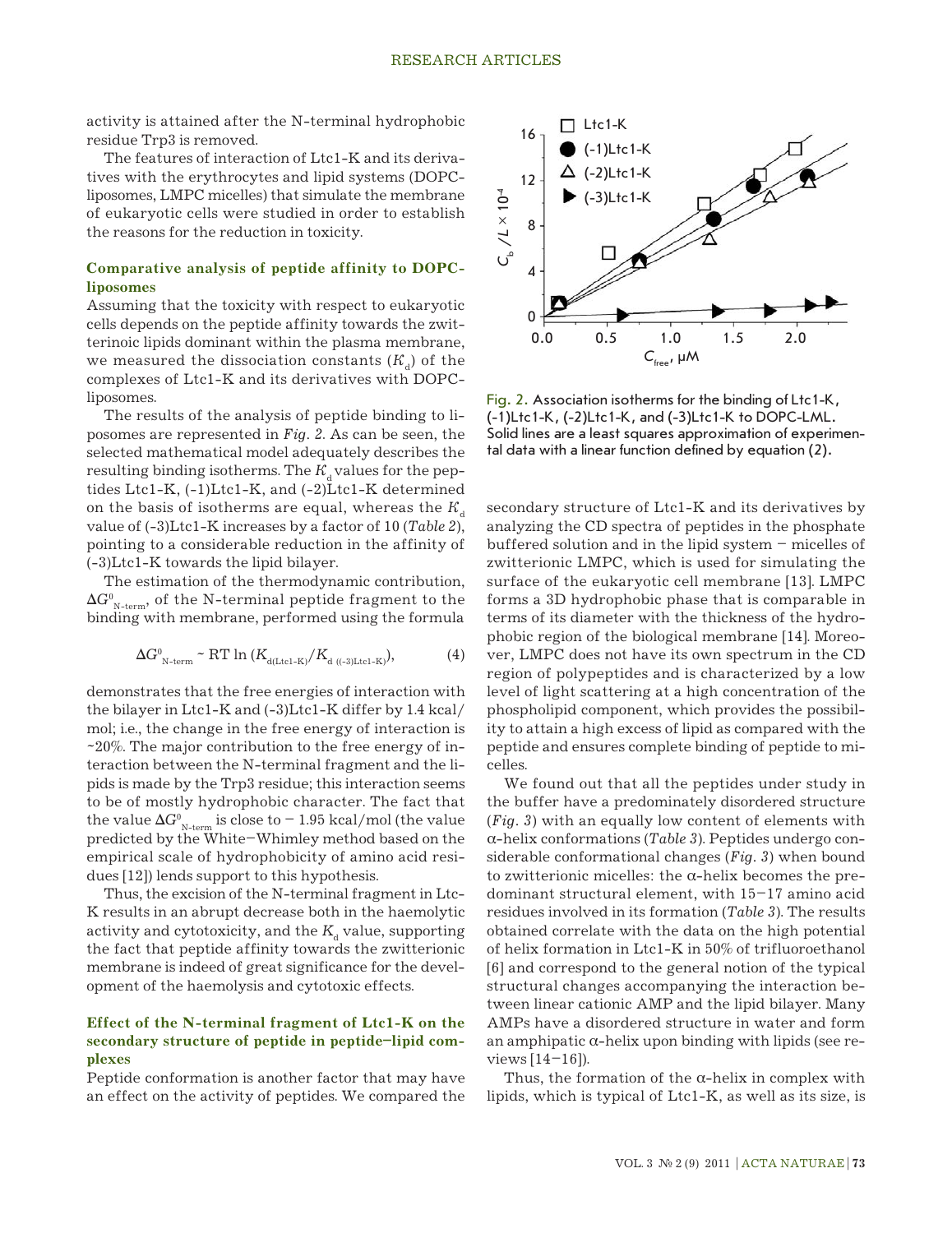activity is attained after the N-terminal hydrophobic residue Trp3 is removed.

The features of interaction of Ltc1-K and its derivatives with the erythrocytes and lipid systems (DOPC-liposomes, LMPC micelles) that simulate the membrane of eukaryotic cells were studied in order to establish the reasons for the reduction in toxicity.

### Comparative analysis of peptide affinity to DOPC-liposomes

Assuming that the toxicity with respect to eukaryotic cells depends on the peptide affinity towards the zwitterinoic lipids dominant within the plasma membrane, we measured the dissociation constants ($K_d$) of the complexes of Ltc1-K and its derivatives with DOPC-liposomes.

The results of the analysis of peptide binding to liposomes are represented in *Fig. 2*. As can be seen, the selected mathematical model adequately describes the resulting binding isotherms. The $K_d$ values for the peptides Ltc1-K, (-1)Ltc1-K, and (-2)Ltc1-K determined on the basis of isotherms are equal, whereas the $K_d$ value of (-3)Ltc1-K increases by a factor of 10 (*Table 2*), pointing to a considerable reduction in the affinity of (-3)Ltc1-K towards the lipid bilayer.

The estimation of the thermodynamic contribution, $\Delta G^0_{\text{N-term}}$, of the N-terminal peptide fragment to the binding with membrane, performed using the formula

$$\Delta G^0_{\text{N-term}} \sim \text{RT} \ln (K_{\text{d(Ltc1-K)}}/K_{\text{d ((-3)Ltc1-K)}}), \quad (4)$$

demonstrates that the free energies of interaction with the bilayer in Ltc1-K and (-3)Ltc1-K differ by 1.4 kcal/mol; i.e., the change in the free energy of interaction is ~20%. The major contribution to the free energy of interaction between the N-terminal fragment and the lipids is made by the Trp3 residue; this interaction seems to be of mostly hydrophobic character. The fact that the value $\Delta G^0_{\text{N-term}}$ is close to − 1.95 kcal/mol (the value predicted by the White–Whimley method based on the empirical scale of hydrophobicity of amino acid residues [12]) lends support to this hypothesis.

Thus, the excision of the N-terminal fragment in Ltc-K results in an abrupt decrease both in the haemolytic activity and cytotoxicity, and the $K_d$ value, supporting the fact that peptide affinity towards the zwitterionic membrane is indeed of great significance for the development of the haemolysis and cytotoxic effects.

### Effect of the N-terminal fragment of Ltc1-K on the secondary structure of peptide in peptide–lipid complexes

Peptide conformation is another factor that may have an effect on the activity of peptides. We compared the secondary structure of Ltc1-K and its derivatives by analyzing the CD spectra of peptides in the phosphate buffered solution and in the lipid system – micelles of zwitterionic LMPC, which is used for simulating the surface of the eukaryotic cell membrane [13]. LMPC forms a 3D hydrophobic phase that is comparable in terms of its diameter with the thickness of the hydrophobic region of the biological membrane [14]. Moreover, LMPC does not have its own spectrum in the CD region of polypeptides and is characterized by a low level of light scattering at a high concentration of the phospholipid component, which provides the possibility to attain a high excess of lipid as compared with the peptide and ensures complete binding of peptide to micelles.

We found out that all the peptides under study in the buffer have a predominately disordered structure (*Fig. 3*) with an equally low content of elements with α-helix conformations (*Table 3*). Peptides undergo considerable conformational changes (*Fig. 3*) when bound to zwitterionic micelles: the α-helix becomes the predominant structural element, with 15–17 amino acid residues involved in its formation (*Table 3*). The results obtained correlate with the data on the high potential of helix formation in Ltc1-K in 50% of trifluoroethanol [6] and correspond to the general notion of the typical structural changes accompanying the interaction between linear cationic AMP and the lipid bilayer. Many AMPs have a disordered structure in water and form an amphipatic α-helix upon binding with lipids (see reviews [14–16]).

Thus, the formation of the α-helix in complex with lipids, which is typical of Ltc1-K, as well as its size, is

Fig. 2. Association isotherms for the binding of Ltc1-K, (-1)Ltc1-K, (-2)Ltc1-K, and (-3)Ltc1-K to DOPC-LML. Solid lines are a least squares approximation of experimental data with a linear function defined by equation (2).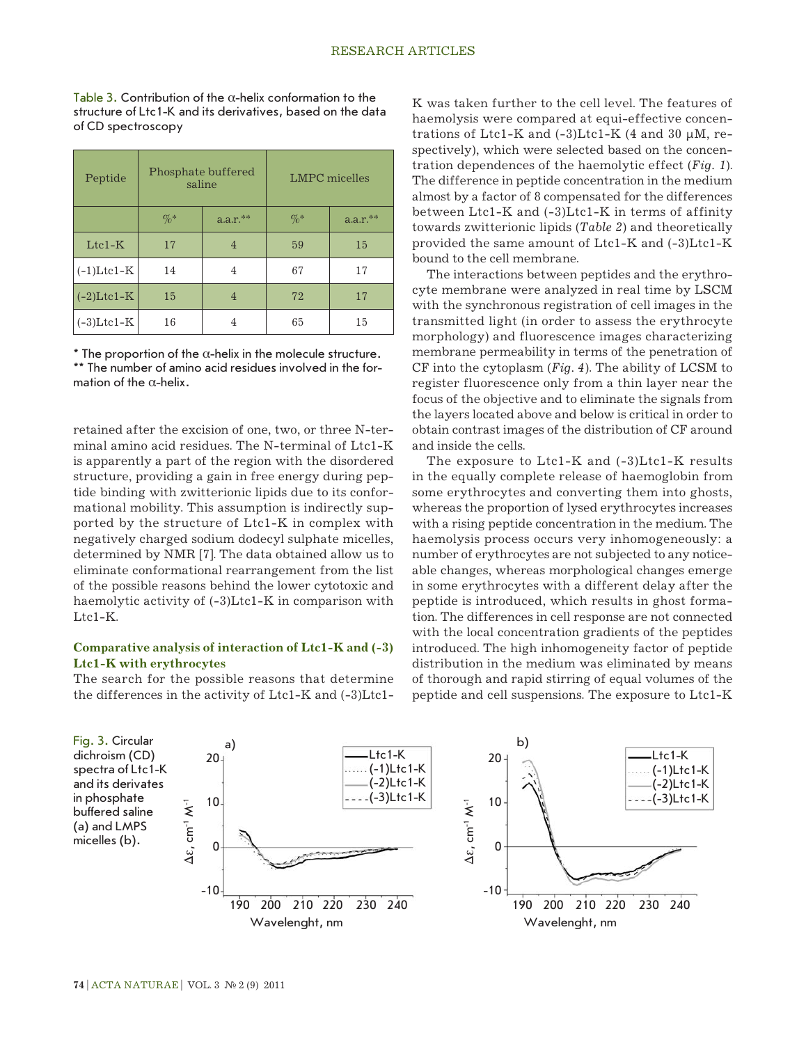Table 3. Contribution of the α-helix conformation to the structure of Ltc1-K and its derivatives, based on the data of CD spectroscopy

| Peptide | Phosphate buffered saline | | LMPC micelles | |
|---|---|---|---|---|
| | %* | a.a.r.** | %* | a.a.r.** |
| Ltc1-K | 17 | 4 | 59 | 15 |
| (-1)Ltc1-K | 14 | 4 | 67 | 17 |
| (-2)Ltc1-K | 15 | 4 | 72 | 17 |
| (-3)Ltc1-K | 16 | 4 | 65 | 15 |

\* The proportion of the α-helix in the molecule structure.
\*\* The number of amino acid residues involved in the formation of the α-helix.

retained after the excision of one, two, or three N-terminal amino acid residues. The N-terminal of Ltc1-K is apparently a part of the region with the disordered structure, providing a gain in free energy during peptide binding with zwitterionic lipids due to its conformational mobility. This assumption is indirectly supported by the structure of Ltc1-K in complex with negatively charged sodium dodecyl sulphate micelles, determined by NMR [7]. The data obtained allow us to eliminate conformational rearrangement from the list of the possible reasons behind the lower cytotoxic and haemolytic activity of (-3)Ltc1-K in comparison with Ltc1-K.

### Comparative analysis of interaction of Ltc1-K and (-3)Ltc1-K with erythrocytes

The search for the possible reasons that determine the differences in the activity of Ltc1-K and (-3)Ltc1-K was taken further to the cell level. The features of haemolysis were compared at equi-effective concentrations of Ltc1-K and (-3)Ltc1-K (4 and 30 μM, respectively), which were selected based on the concentration dependences of the haemolytic effect (*Fig. 1*). The difference in peptide concentration in the medium almost by a factor of 8 compensated for the differences between Ltc1-K and (-3)Ltc1-K in terms of affinity towards zwitterionic lipids (*Table 2*) and theoretically provided the same amount of Ltc1-K and (-3)Ltc1-K bound to the cell membrane.

The interactions between peptides and the erythrocyte membrane were analyzed in real time by LSCM with the synchronous registration of cell images in the transmitted light (in order to assess the erythrocyte morphology) and fluorescence images characterizing membrane permeability in terms of the penetration of CF into the cytoplasm (*Fig. 4*). The ability of LCSM to register fluorescence only from a thin layer near the focus of the objective and to eliminate the signals from the layers located above and below is critical in order to obtain contrast images of the distribution of CF around and inside the cells.

The exposure to Ltc1-K and (-3)Ltc1-K results in the equally complete release of haemoglobin from some erythrocytes and converting them into ghosts, whereas the proportion of lysed erythrocytes increases with a rising peptide concentration in the medium. The haemolysis process occurs very inhomogeneously: a number of erythrocytes are not subjected to any noticeable changes, whereas morphological changes emerge in some erythrocytes with a different delay after the peptide is introduced, which results in ghost formation. The differences in cell response are not connected with the local concentration gradients of the peptides introduced. The high inhomogeneity factor of peptide distribution in the medium was eliminated by means of thorough and rapid stirring of equal volumes of the peptide and cell suspensions. The exposure to Ltc1-K

Fig. 3. Circular dichroism (CD) spectra of Ltc1-K and its derivates in phosphate buffered saline (a) and LMPS micelles (b).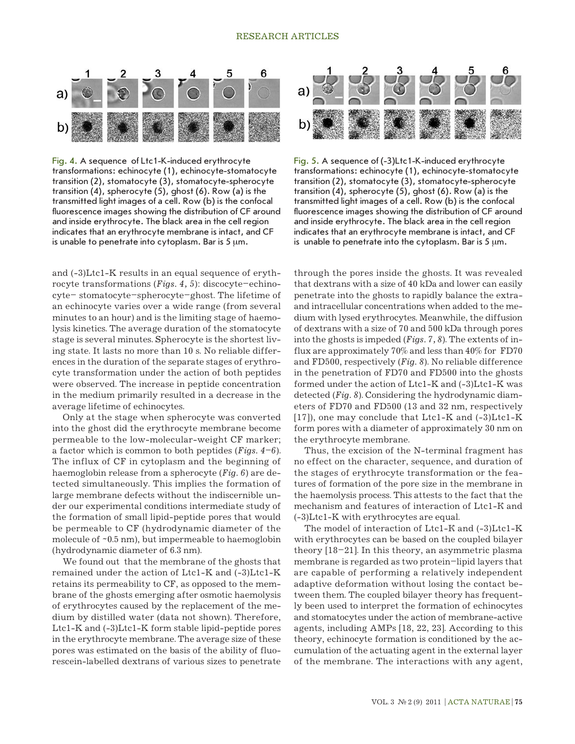Fig. 4. A sequence of Ltc1-K-induced erythrocyte transformations: echinocyte (1), echinocyte-stomatocyte transition (2), stomatocyte (3), stomatocyte-spherocyte transition (4), spherocyte (5), ghost (6). Row (a) is the transmitted light images of a cell. Row (b) is the confocal fluorescence images showing the distribution of CF around and inside erythrocyte. The black area in the cell region indicates that an erythrocyte membrane is intact, and CF is unable to penetrate into cytoplasm. Bar is 5 μm.

Fig. 5. A sequence of (-3)Ltc1-K-induced erythrocyte transformations: echinocyte (1), echinocyte-stomatocyte transition (2), stomatocyte (3), stomatocyte-spherocyte transition (4), spherocyte (5), ghost (6). Row (a) is the transmitted light images of a cell. Row (b) is the confocal fluorescence images showing the distribution of CF around and inside erythrocyte. The black area in the cell region indicates that an erythrocyte membrane is intact, and CF is unable to penetrate into the cytoplasm. Bar is 5 μm.

and (-3)Ltc1-K results in an equal sequence of erythrocyte transformations (*Figs. 4, 5*): discocyte–echinocyte– stomatocyte–spherocyte–ghost. The lifetime of an echinocyte varies over a wide range (from several minutes to an hour) and is the limiting stage of haemolysis kinetics. The average duration of the stomatocyte stage is several minutes. Spherocyte is the shortest living state. It lasts no more than 10 s. No reliable differences in the duration of the separate stages of erythrocyte transformation under the action of both peptides were observed. The increase in peptide concentration in the medium primarily resulted in a decrease in the average lifetime of echinocytes.

Only at the stage when spherocyte was converted into the ghost did the erythrocyte membrane become permeable to the low-molecular-weight CF marker; a factor which is common to both peptides (*Figs. 4–6*). The influx of CF in cytoplasm and the beginning of haemoglobin release from a spherocyte (*Fig. 6*) are detected simultaneously. This implies the formation of large membrane defects without the indiscernible under our experimental conditions intermediate study of the formation of small lipid-peptide pores that would be permeable to CF (hydrodynamic diameter of the molecule of ~0.5 nm), but impermeable to haemoglobin (hydrodynamic diameter of 6.3 nm).

We found out that the membrane of the ghosts that remained under the action of Ltc1-K and (-3)Ltc1-K retains its permeability to CF, as opposed to the membrane of the ghosts emerging after osmotic haemolysis of erythrocytes caused by the replacement of the medium by distilled water (data not shown). Therefore, Ltc1-K and (-3)Ltc1-K form stable lipid-peptide pores in the erythrocyte membrane. The average size of these pores was estimated on the basis of the ability of fluorescein-labelled dextrans of various sizes to penetrate through the pores inside the ghosts. It was revealed that dextrans with a size of 40 kDa and lower can easily penetrate into the ghosts to rapidly balance the extra- and intracellular concentrations when added to the medium with lysed erythrocytes. Meanwhile, the diffusion of dextrans with a size of 70 and 500 kDa through pores into the ghosts is impeded (*Figs. 7, 8*). The extents of influx are approximately 70% and less than 40% for FD70 and FD500, respectively (*Fig. 8*). No reliable difference in the penetration of FD70 and FD500 into the ghosts formed under the action of Ltc1-K and (-3)Ltc1-K was detected (*Fig. 8*). Considering the hydrodynamic diameters of FD70 and FD500 (13 and 32 nm, respectively [17]), one may conclude that Ltc1-K and (-3)Ltc1-K form pores with a diameter of approximately 30 nm on the erythrocyte membrane.

Thus, the excision of the N-terminal fragment has no effect on the character, sequence, and duration of the stages of erythrocyte transformation or the features of formation of the pore size in the membrane in the haemolysis process. This attests to the fact that the mechanism and features of interaction of Ltc1-K and (-3)Ltc1-K with erythrocytes are equal.

The model of interaction of Ltc1-K and (-3)Ltc1-K with erythrocytes can be based on the coupled bilayer theory [18–21]. In this theory, an asymmetric plasma membrane is regarded as two protein–lipid layers that are capable of performing a relatively independent adaptive deformation without losing the contact between them. The coupled bilayer theory has frequently been used to interpret the formation of echinocytes and stomatocytes under the action of membrane-active agents, including AMPs [18, 22, 23]. According to this theory, echinocyte formation is conditioned by the accumulation of the actuating agent in the external layer of the membrane. The interactions with any agent,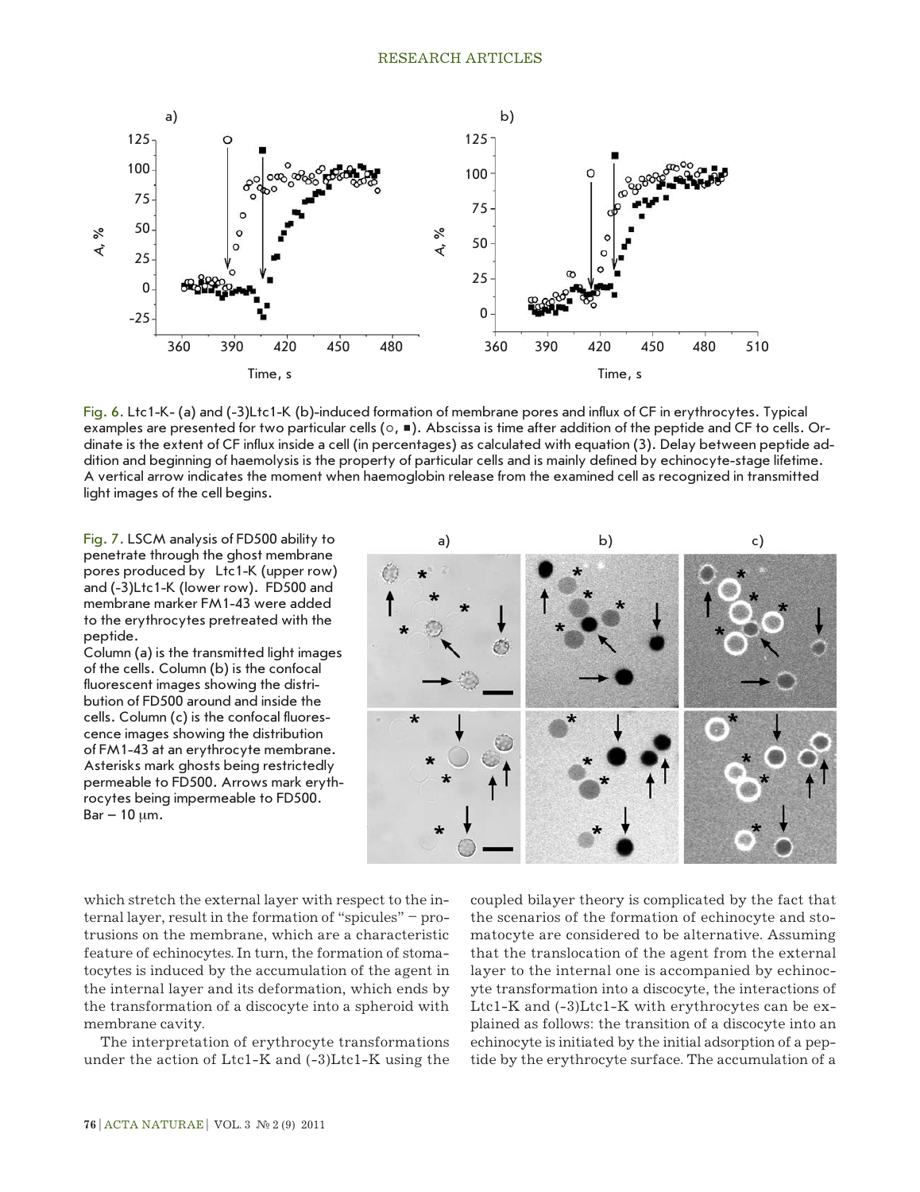Fig. 6. Ltc1-K- (a) and (-3)Ltc1-K (b)-induced formation of membrane pores and influx of CF in erythrocytes. Typical examples are presented for two particular cells (○, ■). Abscissa is time after addition of the peptide and CF to cells. Ordinate is the extent of CF influx inside a cell (in percentages) as calculated with equation (3). Delay between peptide addition and beginning of haemolysis is the property of particular cells and is mainly defined by echinocyte-stage lifetime. A vertical arrow indicates the moment when haemoglobin release from the examined cell as recognized in transmitted light images of the cell begins.

Fig. 7. LSCM analysis of FD500 ability to penetrate through the ghost membrane pores produced by Ltc1-K (upper row) and (-3)Ltc1-K (lower row). FD500 and membrane marker FM1-43 were added to the erythrocytes pretreated with the peptide.
Column (a) is the transmitted light images of the cells. Column (b) is the confocal fluorescent images showing the distribution of FD500 around and inside the cells. Column (c) is the confocal fluorescence images showing the distribution of FM1-43 at an erythrocyte membrane. Asterisks mark ghosts being restrictedly permeable to FD500. Arrows mark erythrocytes being impermeable to FD500. Bar – 10 μm.

which stretch the external layer with respect to the internal layer, result in the formation of "spicules" – protrusions on the membrane, which are a characteristic feature of echinocytes. In turn, the formation of stomatocytes is induced by the accumulation of the agent in the internal layer and its deformation, which ends by the transformation of a discocyte into a spheroid with membrane cavity.

The interpretation of erythrocyte transformations under the action of Ltc1-K and (-3)Ltc1-K using the coupled bilayer theory is complicated by the fact that the scenarios of the formation of echinocyte and stomatocyte are considered to be alternative. Assuming that the translocation of the agent from the external layer to the internal one is accompanied by echinocyte transformation into a discocyte, the interactions of Ltc1-K and (-3)Ltc1-K with erythrocytes can be explained as follows: the transition of a discocyte into an echinocyte is initiated by the initial adsorption of a peptide by the erythrocyte surface. The accumulation of a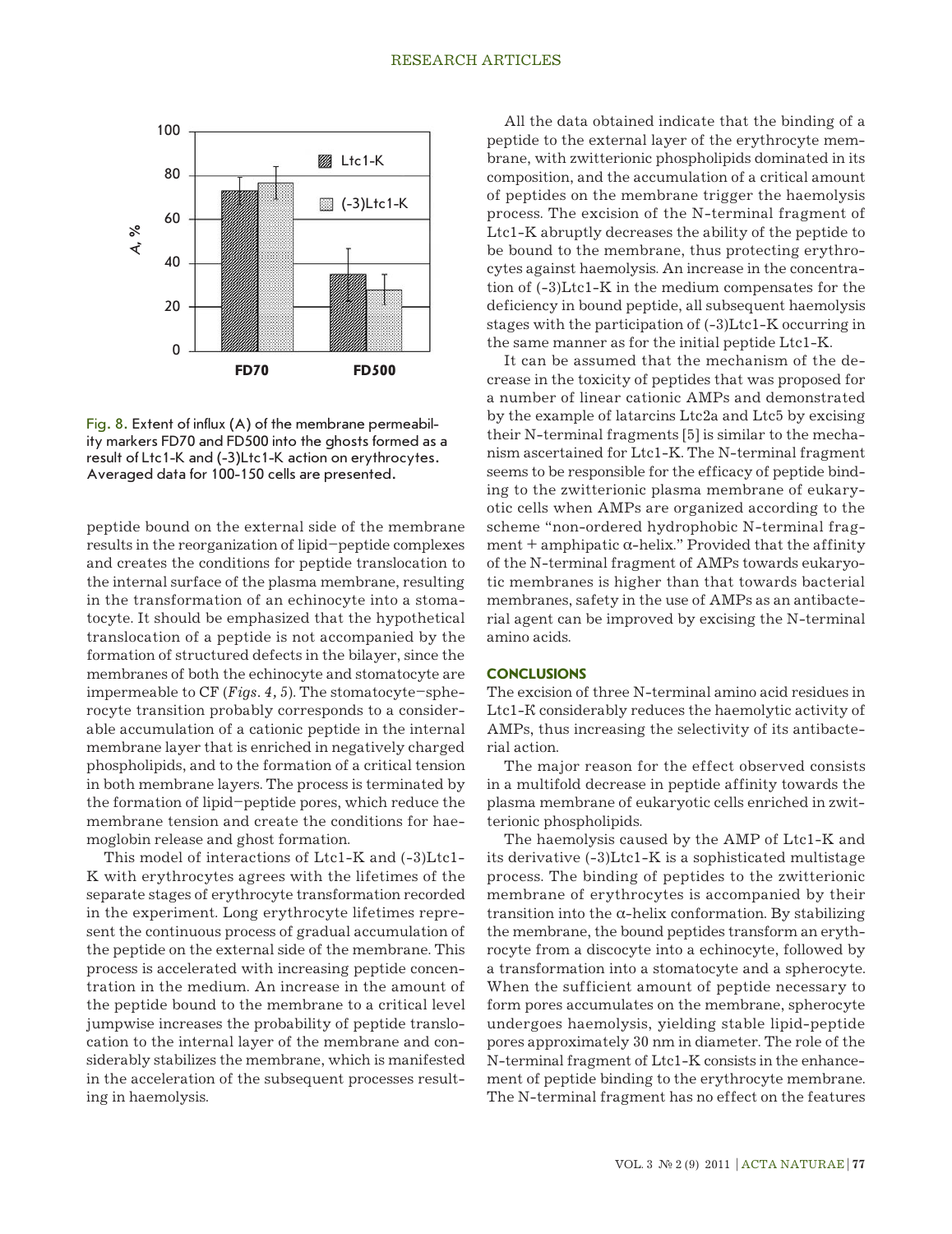Fig. 8. Extent of influx (A) of the membrane permeability markers FD70 and FD500 into the ghosts formed as a result of Ltc1-K and (-3)Ltc1-K action on erythrocytes. Averaged data for 100-150 cells are presented.

peptide bound on the external side of the membrane results in the reorganization of lipid–peptide complexes and creates the conditions for peptide translocation to the internal surface of the plasma membrane, resulting in the transformation of an echinocyte into a stomatocyte. It should be emphasized that the hypothetical translocation of a peptide is not accompanied by the formation of structured defects in the bilayer, since the membranes of both the echinocyte and stomatocyte are impermeable to CF (*Figs. 4, 5*). The stomatocyte–spherocyte transition probably corresponds to a considerable accumulation of a cationic peptide in the internal membrane layer that is enriched in negatively charged phospholipids, and to the formation of a critical tension in both membrane layers. The process is terminated by the formation of lipid–peptide pores, which reduce the membrane tension and create the conditions for haemoglobin release and ghost formation.

This model of interactions of Ltc1-K and (-3)Ltc1-K with erythrocytes agrees with the lifetimes of the separate stages of erythrocyte transformation recorded in the experiment. Long erythrocyte lifetimes represent the continuous process of gradual accumulation of the peptide on the external side of the membrane. This process is accelerated with increasing peptide concentration in the medium. An increase in the amount of the peptide bound to the membrane to a critical level jumpwise increases the probability of peptide translocation to the internal layer of the membrane and considerably stabilizes the membrane, which is manifested in the acceleration of the subsequent processes resulting in haemolysis.

All the data obtained indicate that the binding of a peptide to the external layer of the erythrocyte membrane, with zwitterionic phospholipids dominated in its composition, and the accumulation of a critical amount of peptides on the membrane trigger the haemolysis process. The excision of the N-terminal fragment of Ltc1-K abruptly decreases the ability of the peptide to be bound to the membrane, thus protecting erythrocytes against haemolysis. An increase in the concentration of (-3)Ltc1-K in the medium compensates for the deficiency in bound peptide, all subsequent haemolysis stages with the participation of (-3)Ltc1-K occurring in the same manner as for the initial peptide Ltc1-K.

It can be assumed that the mechanism of the decrease in the toxicity of peptides that was proposed for a number of linear cationic AMPs and demonstrated by the example of latarcins Ltc2a and Ltc5 by excising their N-terminal fragments [5] is similar to the mechanism ascertained for Ltc1-K. The N-terminal fragment seems to be responsible for the efficacy of peptide binding to the zwitterionic plasma membrane of eukaryotic cells when AMPs are organized according to the scheme "non-ordered hydrophobic N-terminal fragment + amphipatic α-helix." Provided that the affinity of the N-terminal fragment of AMPs towards eukaryotic membranes is higher than that towards bacterial membranes, safety in the use of AMPs as an antibacterial agent can be improved by excising the N-terminal amino acids.

## CONCLUSIONS

The excision of three N-terminal amino acid residues in Ltc1-K considerably reduces the haemolytic activity of AMPs, thus increasing the selectivity of its antibacterial action.

The major reason for the effect observed consists in a multifold decrease in peptide affinity towards the plasma membrane of eukaryotic cells enriched in zwitterionic phospholipids.

The haemolysis caused by the AMP of Ltc1-K and its derivative (-3)Ltc1-K is a sophisticated multistage process. The binding of peptides to the zwitterionic membrane of erythrocytes is accompanied by their transition into the α-helix conformation. By stabilizing the membrane, the bound peptides transform an erythrocyte from a discocyte into a echinocyte, followed by a transformation into a stomatocyte and a spherocyte. When the sufficient amount of peptide necessary to form pores accumulates on the membrane, spherocyte undergoes haemolysis, yielding stable lipid-peptide pores approximately 30 nm in diameter. The role of the N-terminal fragment of Ltc1-K consists in the enhancement of peptide binding to the erythrocyte membrane. The N-terminal fragment has no effect on the features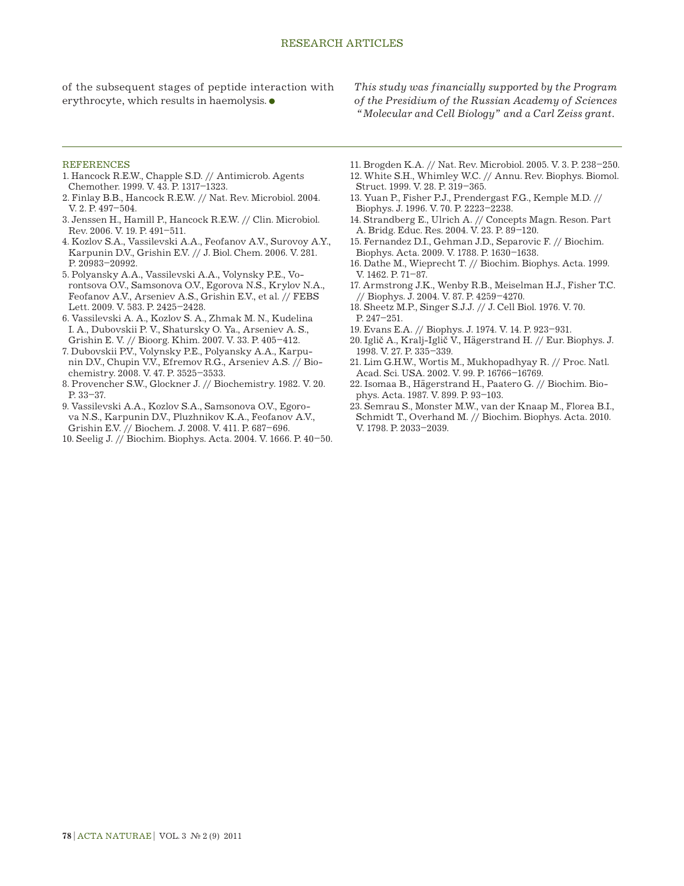of the subsequent stages of peptide interaction with erythrocyte, which results in haemolysis. ●

*This study was financially supported by the Program of the Presidium of the Russian Academy of Sciences "Molecular and Cell Biology" and a Carl Zeiss grant.*

## REFERENCES

1. Hancock R.E.W., Chapple S.D. // Antimicrob. Agents Chemother. 1999. V. 43. P. 1317–1323.
2. Finlay B.B., Hancock R.E.W. // Nat. Rev. Microbiol. 2004. V. 2. P. 497–504.
3. Jenssen H., Hamill P., Hancock R.E.W. // Clin. Microbiol. Rev. 2006. V. 19. P. 491–511.
4. Kozlov S.A., Vassilevski A.A., Feofanov A.V., Surovoy A.Y., Karpunin D.V., Grishin E.V. // J. Biol. Chem. 2006. V. 281. P. 20983–20992.
5. Polyansky A.A., Vassilevski A.A., Volynsky P.E., Vorontsova O.V., Samsonova O.V., Egorova N.S., Krylov N.A., Feofanov A.V., Arseniev A.S., Grishin E.V., et al. // FEBS Lett. 2009. V. 583. P. 2425–2428.
6. Vassilevski A. A., Kozlov S. A., Zhmak M. N., Kudelina I. A., Dubovskii P. V., Shatursky O. Ya., Arseniev A. S., Grishin E. V. // Bioorg. Khim. 2007. V. 33. P. 405–412.
7. Dubovskii P.V., Volynsky P.E., Polyansky A.A., Karpunin D.V., Chupin V.V., Efremov R.G., Arseniev A.S. // Biochemistry. 2008. V. 47. P. 3525–3533.
8. Provencher S.W., Glockner J. // Biochemistry. 1982. V. 20. P. 33–37.
9. Vassilevski A.A., Kozlov S.A., Samsonova O.V., Egorova N.S., Karpunin D.V., Pluzhnikov K.A., Feofanov A.V., Grishin E.V. // Biochem. J. 2008. V. 411. P. 687–696.
10. Seelig J. // Biochim. Biophys. Acta. 2004. V. 1666. P. 40–50.
11. Brogden K.A. // Nat. Rev. Microbiol. 2005. V. 3. P. 238–250.
12. White S.H., Whimley W.C. // Annu. Rev. Biophys. Biomol. Struct. 1999. V. 28. P. 319–365.
13. Yuan P., Fisher P.J., Prendergast F.G., Kemple M.D. // Biophys. J. 1996. V. 70. P. 2223–2238.
14. Strandberg E., Ulrich A. // Concepts Magn. Reson. Part A. Bridg. Educ. Res. 2004. V. 23. P. 89–120.
15. Fernandez D.I., Gehman J.D., Separovic F. // Biochim. Biophys. Acta. 2009. V. 1788. P. 1630–1638.
16. Dathe M., Wieprecht T. // Biochim. Biophys. Acta. 1999. V. 1462. P. 71–87.
17. Armstrong J.K., Wenby R.B., Meiselman H.J., Fisher T.C. // Biophys. J. 2004. V. 87. P. 4259–4270.
18. Sheetz M.P., Singer S.J.J. // J. Cell Biol. 1976. V. 70. P. 247–251.
19. Evans E.A. // Biophys. J. 1974. V. 14. P. 923–931.
20. Iglič A., Kralj-Iglič V., Hägerstrand H. // Eur. Biophys. J. 1998. V. 27. P. 335–339.
21. Lim G.H.W., Wortis M., Mukhopadhyay R. // Proc. Natl. Acad. Sci. USA. 2002. V. 99. P. 16766–16769.
22. Isomaa B., Hägerstrand H., Paatero G. // Biochim. Biophys. Acta. 1987. V. 899. P. 93–103.
23. Semrau S., Monster M.W., van der Knaap M., Florea B.I., Schmidt T., Overhand M. // Biochim. Biophys. Acta. 2010. V. 1798. P. 2033–2039.